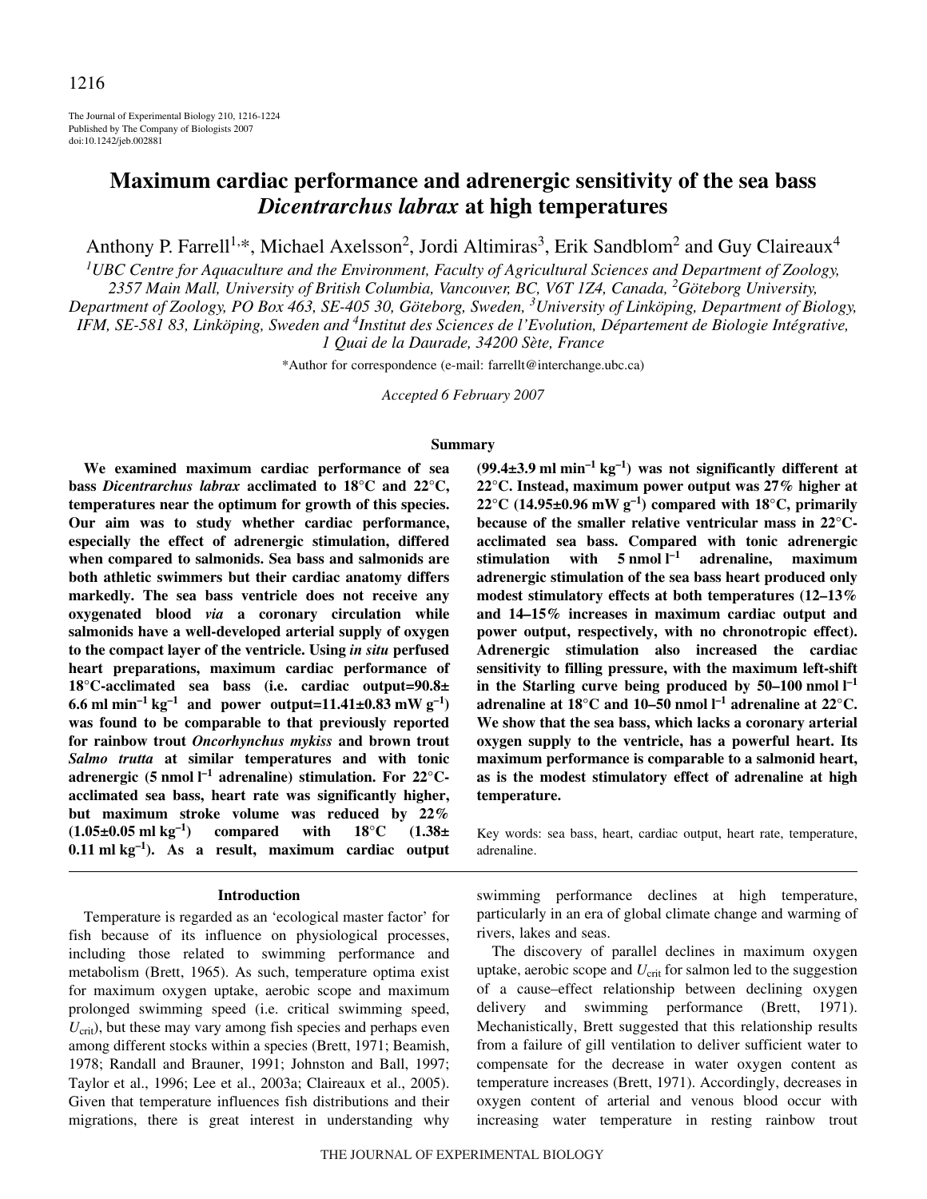# Maximum cardiac performance and adrenergic sensitivity of the sea bass *Dicentrarchus labrax* at high temperatures

Anthony P. Farrell[1,*], Michael Axelsson[2], Jordi Altimiras[3], Erik Sandblom[2] and Guy Claireaux[4]

[1]UBC Centre for Aquaculture and the Environment, Faculty of Agricultural Sciences and Department of Zoology, 2357 Main Mall, University of British Columbia, Vancouver, BC, V6T 1Z4, Canada, [2]Göteborg University, Department of Zoology, PO Box 463, SE-405 30, Göteborg, Sweden, [3]University of Linköping, Department of Biology, IFM, SE-581 83, Linköping, Sweden and [4]Institut des Sciences de l'Evolution, Département de Biologie Intégrative, 1 Quai de la Daurade, 34200 Sète, France

*Author for correspondence (e-mail: farrellt@interchange.ubc.ca)

*Accepted 6 February 2007*

## Summary

**We examined maximum cardiac performance of sea bass *Dicentrarchus labrax* acclimated to 18°C and 22°C, temperatures near the optimum for growth of this species. Our aim was to study whether cardiac performance, especially the effect of adrenergic stimulation, differed when compared to salmonids. Sea bass and salmonids are both athletic swimmers but their cardiac anatomy differs markedly. The sea bass ventricle does not receive any oxygenated blood *via* a coronary circulation while salmonids have a well-developed arterial supply of oxygen to the compact layer of the ventricle. Using *in situ* perfused heart preparations, maximum cardiac performance of 18°C-acclimated sea bass (i.e. cardiac output=90.8±6.6 ml $min^{-1}$ $kg^{-1}$ and power output=11.41±0.83 mW $g^{-1}$) was found to be comparable to that previously reported for rainbow trout *Oncorhynchus mykiss* and brown trout *Salmo trutta* at similar temperatures and with tonic adrenergic (5 nmol $l^{-1}$ adrenaline) stimulation. For 22°C-acclimated sea bass, heart rate was significantly higher, but maximum stroke volume was reduced by 22% (1.05±0.05 ml $kg^{-1}$) compared with 18°C (1.38±0.11 ml $kg^{-1}$). As a result, maximum cardiac output (99.4±3.9 ml $min^{-1}$ $kg^{-1}$) was not significantly different at 22°C. Instead, maximum power output was 27% higher at 22°C (14.95±0.96 mW $g^{-1}$) compared with 18°C, primarily because of the smaller relative ventricular mass in 22°C-acclimated sea bass. Compared with tonic adrenergic stimulation with 5 nmol $l^{-1}$ adrenaline, maximum adrenergic stimulation of the sea bass heart produced only modest stimulatory effects at both temperatures (12–13% and 14–15% increases in maximum cardiac output and power output, respectively, with no chronotropic effect). Adrenergic stimulation also increased the cardiac sensitivity to filling pressure, with the maximum left-shift in the Starling curve being produced by 50–100 nmol $l^{-1}$ adrenaline at 18°C and 10–50 nmol $l^{-1}$ adrenaline at 22°C. We show that the sea bass, which lacks a coronary arterial oxygen supply to the ventricle, has a powerful heart. Its maximum performance is comparable to a salmonid heart, as is the modest stimulatory effect of adrenaline at high temperature.**

Key words: sea bass, heart, cardiac output, heart rate, temperature, adrenaline.

## Introduction

Temperature is regarded as an 'ecological master factor' for fish because of its influence on physiological processes, including those related to swimming performance and metabolism (Brett, 1965). As such, temperature optima exist for maximum oxygen uptake, aerobic scope and maximum prolonged swimming speed (i.e. critical swimming speed, $U_{crit}$), but these may vary among fish species and perhaps even among different stocks within a species (Brett, 1971; Beamish, 1978; Randall and Brauner, 1991; Johnston and Ball, 1997; Taylor et al., 1996; Lee et al., 2003a; Claireaux et al., 2005). Given that temperature influences fish distributions and their migrations, there is great interest in understanding why swimming performance declines at high temperature, particularly in an era of global climate change and warming of rivers, lakes and seas.

The discovery of parallel declines in maximum oxygen uptake, aerobic scope and $U_{crit}$ for salmon led to the suggestion of a cause–effect relationship between declining oxygen delivery and swimming performance (Brett, 1971). Mechanistically, Brett suggested that this relationship results from a failure of gill ventilation to deliver sufficient water to compensate for the decrease in water oxygen content as temperature increases (Brett, 1971). Accordingly, decreases in oxygen content of arterial and venous blood occur with increasing water temperature in resting rainbow trout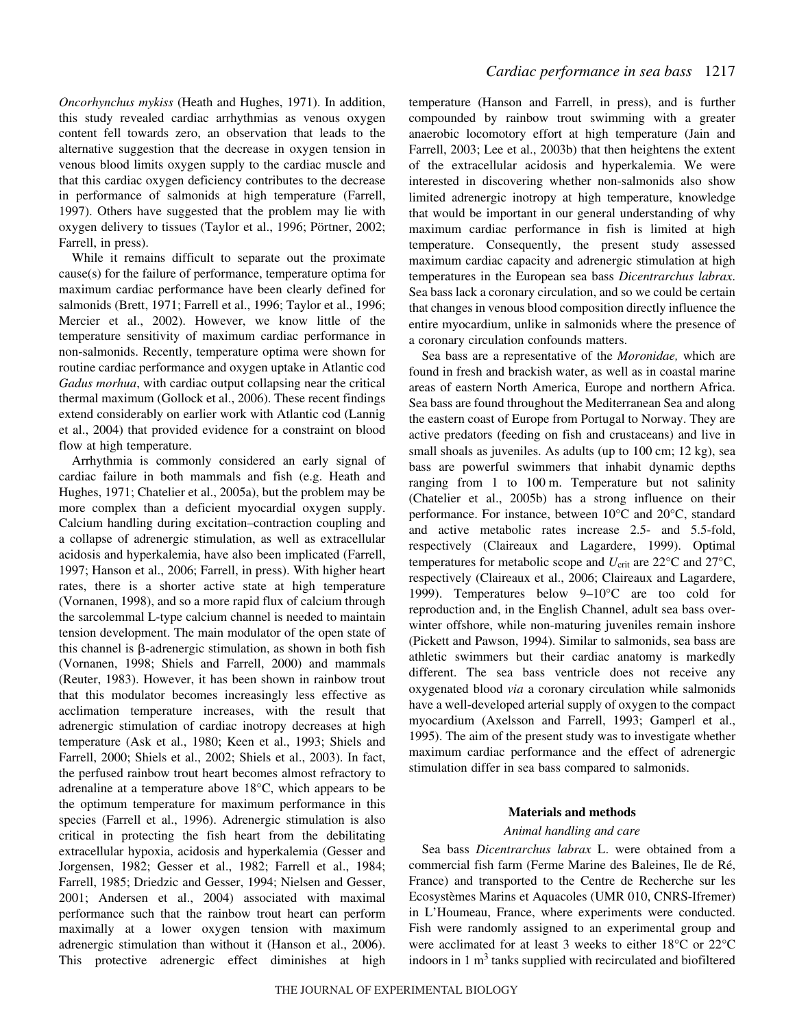*Oncorhynchus mykiss* (Heath and Hughes, 1971). In addition, this study revealed cardiac arrhythmias as venous oxygen content fell towards zero, an observation that leads to the alternative suggestion that the decrease in oxygen tension in venous blood limits oxygen supply to the cardiac muscle and that this cardiac oxygen deficiency contributes to the decrease in performance of salmonids at high temperature (Farrell, 1997). Others have suggested that the problem may lie with oxygen delivery to tissues (Taylor et al., 1996; Pörtner, 2002; Farrell, in press).

While it remains difficult to separate out the proximate cause(s) for the failure of performance, temperature optima for maximum cardiac performance have been clearly defined for salmonids (Brett, 1971; Farrell et al., 1996; Taylor et al., 1996; Mercier et al., 2002). However, we know little of the temperature sensitivity of maximum cardiac performance in non-salmonids. Recently, temperature optima were shown for routine cardiac performance and oxygen uptake in Atlantic cod *Gadus morhua*, with cardiac output collapsing near the critical thermal maximum (Gollock et al., 2006). These recent findings extend considerably on earlier work with Atlantic cod (Lannig et al., 2004) that provided evidence for a constraint on blood flow at high temperature.

Arrhythmia is commonly considered an early signal of cardiac failure in both mammals and fish (e.g. Heath and Hughes, 1971; Chatelier et al., 2005a), but the problem may be more complex than a deficient myocardial oxygen supply. Calcium handling during excitation–contraction coupling and a collapse of adrenergic stimulation, as well as extracellular acidosis and hyperkalemia, have also been implicated (Farrell, 1997; Hanson et al., 2006; Farrell, in press). With higher heart rates, there is a shorter active state at high temperature (Vornanen, 1998), and so a more rapid flux of calcium through the sarcolemmal L-type calcium channel is needed to maintain tension development. The main modulator of the open state of this channel is β-adrenergic stimulation, as shown in both fish (Vornanen, 1998; Shiels and Farrell, 2000) and mammals (Reuter, 1983). However, it has been shown in rainbow trout that this modulator becomes increasingly less effective as acclimation temperature increases, with the result that adrenergic stimulation of cardiac inotropy decreases at high temperature (Ask et al., 1980; Keen et al., 1993; Shiels and Farrell, 2000; Shiels et al., 2002; Shiels et al., 2003). In fact, the perfused rainbow trout heart becomes almost refractory to adrenaline at a temperature above 18°C, which appears to be the optimum temperature for maximum performance in this species (Farrell et al., 1996). Adrenergic stimulation is also critical in protecting the fish heart from the debilitating extracellular hypoxia, acidosis and hyperkalemia (Gesser and Jorgensen, 1982; Gesser et al., 1982; Farrell et al., 1984; Farrell, 1985; Driedzic and Gesser, 1994; Nielsen and Gesser, 2001; Andersen et al., 2004) associated with maximal performance such that the rainbow trout heart can perform maximally at a lower oxygen tension with maximum adrenergic stimulation than without it (Hanson et al., 2006). This protective adrenergic effect diminishes at high temperature (Hanson and Farrell, in press), and is further compounded by rainbow trout swimming with a greater anaerobic locomotory effort at high temperature (Jain and Farrell, 2003; Lee et al., 2003b) that then heightens the extent of the extracellular acidosis and hyperkalemia. We were interested in discovering whether non-salmonids also show limited adrenergic inotropy at high temperature, knowledge that would be important in our general understanding of why maximum cardiac performance in fish is limited at high temperature. Consequently, the present study assessed maximum cardiac capacity and adrenergic stimulation at high temperatures in the European sea bass *Dicentrarchus labrax*. Sea bass lack a coronary circulation, and so we could be certain that changes in venous blood composition directly influence the entire myocardium, unlike in salmonids where the presence of a coronary circulation confounds matters.

Sea bass are a representative of the *Moronidae,* which are found in fresh and brackish water, as well as in coastal marine areas of eastern North America, Europe and northern Africa. Sea bass are found throughout the Mediterranean Sea and along the eastern coast of Europe from Portugal to Norway. They are active predators (feeding on fish and crustaceans) and live in small shoals as juveniles. As adults (up to 100 cm; 12 kg), sea bass are powerful swimmers that inhabit dynamic depths ranging from 1 to 100 m. Temperature but not salinity (Chatelier et al., 2005b) has a strong influence on their performance. For instance, between 10°C and 20°C, standard and active metabolic rates increase 2.5- and 5.5-fold, respectively (Claireaux and Lagardere, 1999). Optimal temperatures for metabolic scope and $U_{crit}$ are 22°C and 27°C, respectively (Claireaux et al., 2006; Claireaux and Lagardere, 1999). Temperatures below 9–10°C are too cold for reproduction and, in the English Channel, adult sea bass over-winter offshore, while non-maturing juveniles remain inshore (Pickett and Pawson, 1994). Similar to salmonids, sea bass are athletic swimmers but their cardiac anatomy is markedly different. The sea bass ventricle does not receive any oxygenated blood *via* a coronary circulation while salmonids have a well-developed arterial supply of oxygen to the compact myocardium (Axelsson and Farrell, 1993; Gamperl et al., 1995). The aim of the present study was to investigate whether maximum cardiac performance and the effect of adrenergic stimulation differ in sea bass compared to salmonids.

## Materials and methods

### Animal handling and care

Sea bass *Dicentrarchus labrax* L. were obtained from a commercial fish farm (Ferme Marine des Baleines, Ile de Ré, France) and transported to the Centre de Recherche sur les Ecosystèmes Marins et Aquacoles (UMR 010, CNRS-Ifremer) in L'Houmeau, France, where experiments were conducted. Fish were randomly assigned to an experimental group and were acclimated for at least 3 weeks to either 18°C or 22°C indoors in 1 $m^3$ tanks supplied with recirculated and biofiltered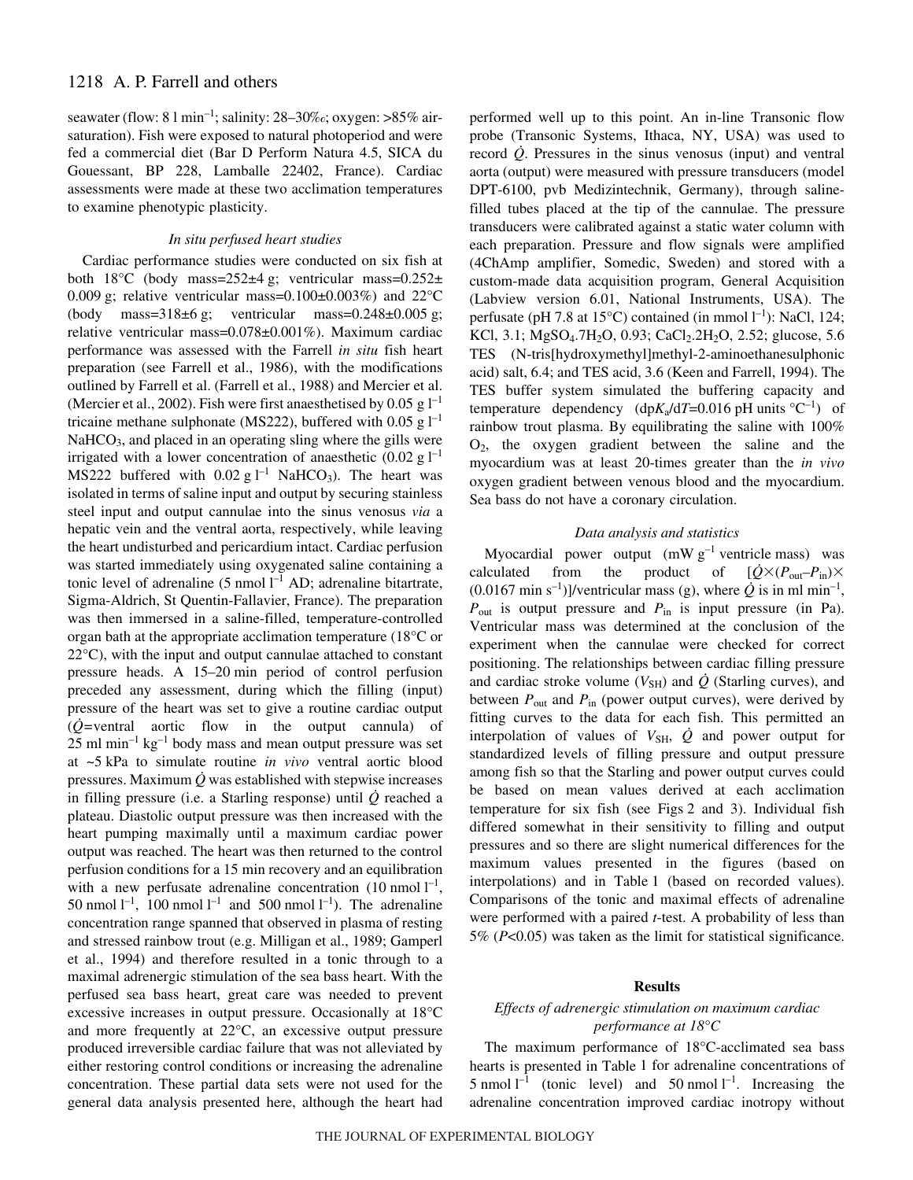seawater (flow: 8 l min$^{-1}$; salinity: 28–30‰; oxygen: >85% air-saturation). Fish were exposed to natural photoperiod and were fed a commercial diet (Bar D Perform Natura 4.5, SICA du Gouessant, BP 228, Lamballe 22402, France). Cardiac assessments were made at these two acclimation temperatures to examine phenotypic plasticity.

### *In situ perfused heart studies*

Cardiac performance studies were conducted on six fish at both 18°C (body mass=252±4 g; ventricular mass=0.252±0.009 g; relative ventricular mass=0.100±0.003%) and 22°C (body mass=318±6 g; ventricular mass=0.248±0.005 g; relative ventricular mass=0.078±0.001%). Maximum cardiac performance was assessed with the Farrell *in situ* fish heart preparation (see Farrell et al., 1986), with the modifications outlined by Farrell et al. (Farrell et al., 1988) and Mercier et al. (Mercier et al., 2002). Fish were first anaesthetised by 0.05 g l$^{-1}$ tricaine methane sulphonate (MS222), buffered with 0.05 g l$^{-1}$ $NaHCO_3$, and placed in an operating sling where the gills were irrigated with a lower concentration of anaesthetic (0.02 g l$^{-1}$ MS222 buffered with 0.02 g l$^{-1}$ $NaHCO_3$). The heart was isolated in terms of saline input and output by securing stainless steel input and output cannulae into the sinus venosus *via* a hepatic vein and the ventral aorta, respectively, while leaving the heart undisturbed and pericardium intact. Cardiac perfusion was started immediately using oxygenated saline containing a tonic level of adrenaline (5 nmol l$^{-1}$ AD; adrenaline bitartrate, Sigma-Aldrich, St Quentin-Fallavier, France). The preparation was then immersed in a saline-filled, temperature-controlled organ bath at the appropriate acclimation temperature (18°C or 22°C), with the input and output cannulae attached to constant pressure heads. A 15–20 min period of control perfusion preceded any assessment, during which the filling (input) pressure of the heart was set to give a routine cardiac output ($\dot{Q}$=ventral aortic flow in the output cannula) of 25 ml min$^{-1}$ kg$^{-1}$ body mass and mean output pressure was set at ~5 kPa to simulate routine *in vivo* ventral aortic blood pressures. Maximum $\dot{Q}$ was established with stepwise increases in filling pressure (i.e. a Starling response) until $\dot{Q}$ reached a plateau. Diastolic output pressure was then increased with the heart pumping maximally until a maximum cardiac power output was reached. The heart was then returned to the control perfusion conditions for a 15 min recovery and an equilibration with a new perfusate adrenaline concentration (10 nmol l$^{-1}$, 50 nmol l$^{-1}$, 100 nmol l$^{-1}$ and 500 nmol l$^{-1}$). The adrenaline concentration range spanned that observed in plasma of resting and stressed rainbow trout (e.g. Milligan et al., 1989; Gamperl et al., 1994) and therefore resulted in a tonic through to a maximal adrenergic stimulation of the sea bass heart. With the perfused sea bass heart, great care was needed to prevent excessive increases in output pressure. Occasionally at 18°C and more frequently at 22°C, an excessive output pressure produced irreversible cardiac failure that was not alleviated by either restoring control conditions or increasing the adrenaline concentration. These partial data sets were not used for the general data analysis presented here, although the heart had performed well up to this point. An in-line Transonic flow probe (Transonic Systems, Ithaca, NY, USA) was used to record $\dot{Q}$. Pressures in the sinus venosus (input) and ventral aorta (output) were measured with pressure transducers (model DPT-6100, pvb Medizintechnik, Germany), through saline-filled tubes placed at the tip of the cannulae. The pressure transducers were calibrated against a static water column with each preparation. Pressure and flow signals were amplified (4ChAmp amplifier, Somedic, Sweden) and stored with a custom-made data acquisition program, General Acquisition (Labview version 6.01, National Instruments, USA). The perfusate (pH 7.8 at 15°C) contained (in mmol l$^{-1}$): NaCl, 124; KCl, 3.1; $MgSO_4.7H_2O$, 0.93; $CaCl_2.2H_2O$, 2.52; glucose, 5.6 TES (N-tris[hydroxymethyl]methyl-2-aminoethanesulphonic acid) salt, 6.4; and TES acid, 3.6 (Keen and Farrell, 1994). The TES buffer system simulated the buffering capacity and temperature dependency ($dpK_a/dT$=0.016 pH units °C$^{-1}$) of rainbow trout plasma. By equilibrating the saline with 100% $O_2$, the oxygen gradient between the saline and the myocardium was at least 20-times greater than the *in vivo* oxygen gradient between venous blood and the myocardium. Sea bass do not have a coronary circulation.

### *Data analysis and statistics*

Myocardial power output (mW g$^{-1}$ ventricle mass) was calculated from the product of $[\dot{Q}\times(P_{out}-P_{in})\times(0.0167\ \text{min s}^{-1})]$/ventricular mass (g), where $\dot{Q}$ is in ml min$^{-1}$, $P_{out}$ is output pressure and $P_{in}$ is input pressure (in Pa). Ventricular mass was determined at the conclusion of the experiment when the cannulae were checked for correct positioning. The relationships between cardiac filling pressure and cardiac stroke volume ($V_{SH}$) and $\dot{Q}$ (Starling curves), and between $P_{out}$ and $P_{in}$ (power output curves), were derived by fitting curves to the data for each fish. This permitted an interpolation of values of $V_{SH}$, $\dot{Q}$ and power output for standardized levels of filling pressure and output pressure among fish so that the Starling and power output curves could be based on mean values derived at each acclimation temperature for six fish (see Figs 2 and 3). Individual fish differed somewhat in their sensitivity to filling and output pressures and so there are slight numerical differences for the maximum values presented in the figures (based on interpolations) and in Table 1 (based on recorded values). Comparisons of the tonic and maximal effects of adrenaline were performed with a paired *t*-test. A probability of less than 5% ($P$<0.05) was taken as the limit for statistical significance.

## Results

### *Effects of adrenergic stimulation on maximum cardiac performance at 18°C*

The maximum performance of 18°C-acclimated sea bass hearts is presented in Table 1 for adrenaline concentrations of 5 nmol l$^{-1}$ (tonic level) and 50 nmol l$^{-1}$. Increasing the adrenaline concentration improved cardiac inotropy without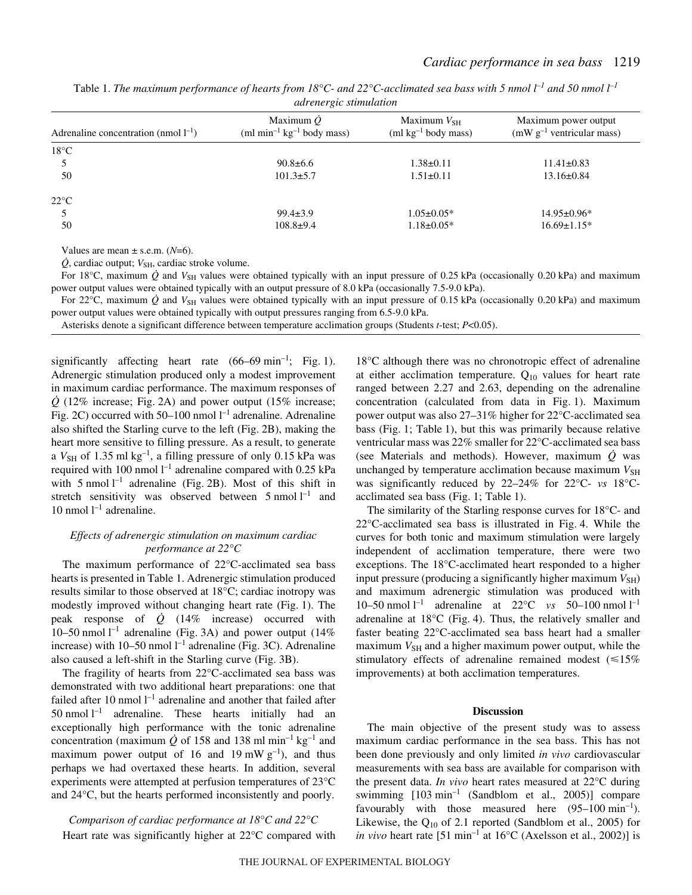Table 1. *The maximum performance of hearts from 18°C- and 22°C-acclimated sea bass with 5 nmol $l^{-1}$ and 50 nmol $l^{-1}$ adrenergic stimulation*

| Adrenaline concentration (nmol $l^{-1}$) | Maximum $\dot{Q}$ (ml $min^{-1}$ $kg^{-1}$ body mass) | Maximum $V_{SH}$ (ml $kg^{-1}$ body mass) | Maximum power output (mW $g^{-1}$ ventricular mass) |
|---|---|---|---|
| 18°C | | | |
| 5 | 90.8±6.6 | 1.38±0.11 | 11.41±0.83 |
| 50 | 101.3±5.7 | 1.51±0.11 | 13.16±0.84 |
| 22°C | | | |
| 5 | 99.4±3.9 | 1.05±0.05* | 14.95±0.96* |
| 50 | 108.8±9.4 | 1.18±0.05* | 16.69±1.15* |

Values are mean ± s.e.m. (*N*=6).

$\dot{Q}$, cardiac output; $V_{SH}$, cardiac stroke volume.

For 18°C, maximum $\dot{Q}$ and $V_{SH}$ values were obtained typically with an input pressure of 0.25 kPa (occasionally 0.20 kPa) and maximum power output values were obtained typically with an output pressure of 8.0 kPa (occasionally 7.5-9.0 kPa).

For 22°C, maximum $\dot{Q}$ and $V_{SH}$ values were obtained typically with an input pressure of 0.15 kPa (occasionally 0.20 kPa) and maximum power output values were obtained typically with output pressures ranging from 6.5-9.0 kPa.

Asterisks denote a significant difference between temperature acclimation groups (Students *t*-test; $P<0.05$).

significantly affecting heart rate (66–69 $min^{-1}$; Fig. 1). Adrenergic stimulation produced only a modest improvement in maximum cardiac performance. The maximum responses of $\dot{Q}$ (12% increase; Fig. 2A) and power output (15% increase; Fig. 2C) occurred with 50–100 nmol $l^{-1}$ adrenaline. Adrenaline also shifted the Starling curve to the left (Fig. 2B), making the heart more sensitive to filling pressure. As a result, to generate a $V_{SH}$ of 1.35 ml $kg^{-1}$, a filling pressure of only 0.15 kPa was required with 100 nmol $l^{-1}$ adrenaline compared with 0.25 kPa with 5 nmol $l^{-1}$ adrenaline (Fig. 2B). Most of this shift in stretch sensitivity was observed between 5 nmol $l^{-1}$ and 10 nmol $l^{-1}$ adrenaline.

### *Effects of adrenergic stimulation on maximum cardiac performance at 22°C*

The maximum performance of 22°C-acclimated sea bass hearts is presented in Table 1. Adrenergic stimulation produced results similar to those observed at 18°C; cardiac inotropy was modestly improved without changing heart rate (Fig. 1). The peak response of $\dot{Q}$ (14% increase) occurred with 10–50 nmol $l^{-1}$ adrenaline (Fig. 3A) and power output (14% increase) with 10–50 nmol $l^{-1}$ adrenaline (Fig. 3C). Adrenaline also caused a left-shift in the Starling curve (Fig. 3B).

The fragility of hearts from 22°C-acclimated sea bass was demonstrated with two additional heart preparations: one that failed after 10 nmol $l^{-1}$ adrenaline and another that failed after 50 nmol $l^{-1}$ adrenaline. These hearts initially had an exceptionally high performance with the tonic adrenaline concentration (maximum $\dot{Q}$ of 158 and 138 ml $min^{-1}$ $kg^{-1}$ and maximum power output of 16 and 19 mW $g^{-1}$), and thus perhaps we had overtaxed these hearts. In addition, several experiments were attempted at perfusion temperatures of 23°C and 24°C, but the hearts performed inconsistently and poorly.

### *Comparison of cardiac performance at 18°C and 22°C*

Heart rate was significantly higher at 22°C compared with 18°C although there was no chronotropic effect of adrenaline at either acclimation temperature. $Q_{10}$ values for heart rate ranged between 2.27 and 2.63, depending on the adrenaline concentration (calculated from data in Fig. 1). Maximum power output was also 27–31% higher for 22°C-acclimated sea bass (Fig. 1; Table 1), but this was primarily because relative ventricular mass was 22% smaller for 22°C-acclimated sea bass (see Materials and methods). However, maximum $\dot{Q}$ was unchanged by temperature acclimation because maximum $V_{SH}$ was significantly reduced by 22–24% for 22°C- *vs* 18°C-acclimated sea bass (Fig. 1; Table 1).

The similarity of the Starling response curves for 18°C- and 22°C-acclimated sea bass is illustrated in Fig. 4. While the curves for both tonic and maximum stimulation were largely independent of acclimation temperature, there were two exceptions. The 18°C-acclimated heart responded to a higher input pressure (producing a significantly higher maximum $V_{SH}$) and maximum adrenergic stimulation was produced with 10–50 nmol $l^{-1}$ adrenaline at 22°C *vs* 50–100 nmol $l^{-1}$ adrenaline at 18°C (Fig. 4). Thus, the relatively smaller and faster beating 22°C-acclimated sea bass heart had a smaller maximum $V_{SH}$ and a higher maximum power output, while the stimulatory effects of adrenaline remained modest (≤15% improvements) at both acclimation temperatures.

## Discussion

The main objective of the present study was to assess maximum cardiac performance in the sea bass. This has not been done previously and only limited *in vivo* cardiovascular measurements with sea bass are available for comparison with the present data. *In vivo* heart rates measured at 22°C during swimming [103 $min^{-1}$ (Sandblom et al., 2005)] compare favourably with those measured here (95–100 $min^{-1}$). Likewise, the $Q_{10}$ of 2.1 reported (Sandblom et al., 2005) for *in vivo* heart rate [51 $min^{-1}$ at 16°C (Axelsson et al., 2002)] is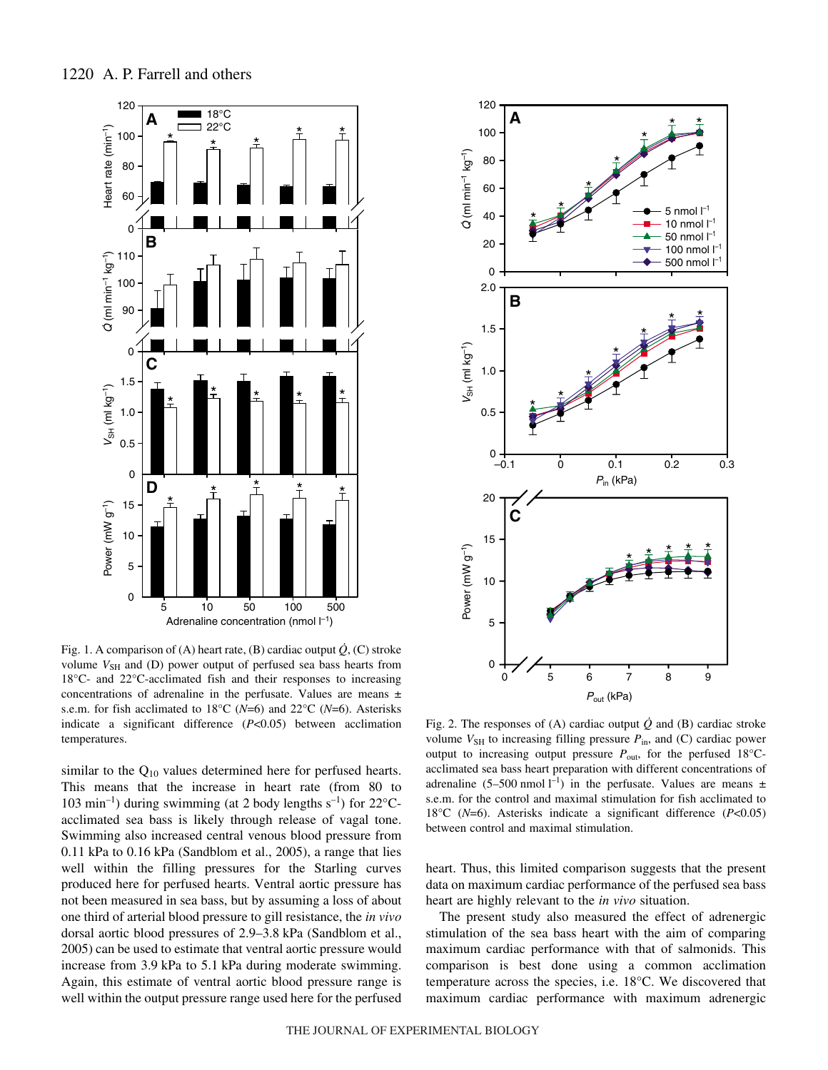Fig. 1. A comparison of (A) heart rate, (B) cardiac output $\dot{Q}$, (C) stroke volume $V_{SH}$ and (D) power output of perfused sea bass hearts from 18°C- and 22°C-acclimated fish and their responses to increasing concentrations of adrenaline in the perfusate. Values are means ± s.e.m. for fish acclimated to 18°C ($N$=6) and 22°C ($N$=6). Asterisks indicate a significant difference ($P$<0.05) between acclimation temperatures.

similar to the $Q_{10}$ values determined here for perfused hearts. This means that the increase in heart rate (from 80 to 103 $min^{-1}$) during swimming (at 2 body lengths $s^{-1}$) for 22°C-acclimated sea bass is likely through release of vagal tone. Swimming also increased central venous blood pressure from 0.11 kPa to 0.16 kPa (Sandblom et al., 2005), a range that lies well within the filling pressures for the Starling curves produced here for perfused hearts. Ventral aortic pressure has not been measured in sea bass, but by assuming a loss of about one third of arterial blood pressure to gill resistance, the *in vivo* dorsal aortic blood pressures of 2.9–3.8 kPa (Sandblom et al., 2005) can be used to estimate that ventral aortic pressure would increase from 3.9 kPa to 5.1 kPa during moderate swimming. Again, this estimate of ventral aortic blood pressure range is well within the output pressure range used here for the perfused heart. Thus, this limited comparison suggests that the present data on maximum cardiac performance of the perfused sea bass heart are highly relevant to the *in vivo* situation.

The present study also measured the effect of adrenergic stimulation of the sea bass heart with the aim of comparing maximum cardiac performance with that of salmonids. This comparison is best done using a common acclimation temperature across the species, i.e. 18°C. We discovered that maximum cardiac performance with maximum adrenergic

Fig. 2. The responses of (A) cardiac output $\dot{Q}$ and (B) cardiac stroke volume $V_{SH}$ to increasing filling pressure $P_{in}$, and (C) cardiac power output to increasing output pressure $P_{out}$, for the perfused 18°C-acclimated sea bass heart preparation with different concentrations of adrenaline (5–500 nmol $l^{-1}$) in the perfusate. Values are means ± s.e.m. for the control and maximal stimulation for fish acclimated to 18°C ($N$=6). Asterisks indicate a significant difference ($P$<0.05) between control and maximal stimulation.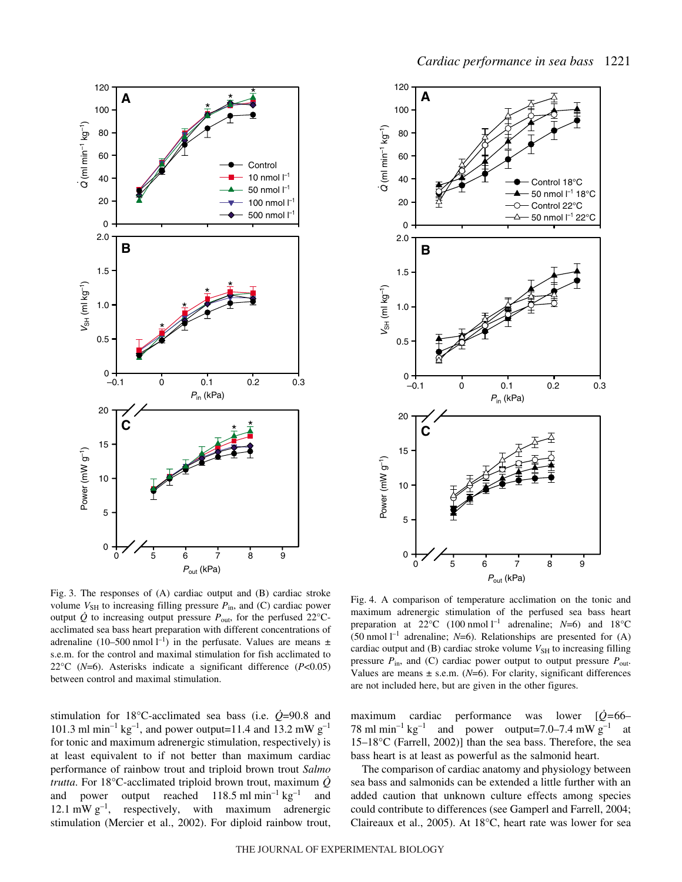Fig. 3. The responses of (A) cardiac output and (B) cardiac stroke volume $V_{SH}$ to increasing filling pressure $P_{in}$, and (C) cardiac power output $\dot{Q}$ to increasing output pressure $P_{out}$, for the perfused 22°C-acclimated sea bass heart preparation with different concentrations of adrenaline (10–500 nmol $l^{-1}$) in the perfusate. Values are means ± s.e.m. for the control and maximal stimulation for fish acclimated to 22°C ($N$=6). Asterisks indicate a significant difference ($P$<0.05) between control and maximal stimulation.

Fig. 4. A comparison of temperature acclimation on the tonic and maximum adrenergic stimulation of the perfused sea bass heart preparation at 22°C (100 nmol $l^{-1}$ adrenaline; $N$=6) and 18°C (50 nmol $l^{-1}$ adrenaline; $N$=6). Relationships are presented for (A) cardiac output and (B) cardiac stroke volume $V_{SH}$ to increasing filling pressure $P_{in}$, and (C) cardiac power output to output pressure $P_{out}$. Values are means ± s.e.m. ($N$=6). For clarity, significant differences are not included here, but are given in the other figures.

stimulation for 18°C-acclimated sea bass (i.e. $\dot{Q}$=90.8 and 101.3 ml min$^{-1}$ kg$^{-1}$, and power output=11.4 and 13.2 mW g$^{-1}$ for tonic and maximum adrenergic stimulation, respectively) is at least equivalent to if not better than maximum cardiac performance of rainbow trout and triploid brown trout *Salmo trutta*. For 18°C-acclimated triploid brown trout, maximum $\dot{Q}$ and power output reached 118.5 ml min$^{-1}$ kg$^{-1}$ and 12.1 mW g$^{-1}$, respectively, with maximum adrenergic stimulation (Mercier et al., 2002). For diploid rainbow trout, maximum cardiac performance was lower [$\dot{Q}$=66–78 ml min$^{-1}$ kg$^{-1}$ and power output=7.0–7.4 mW g$^{-1}$ at 15–18°C (Farrell, 2002)] than the sea bass. Therefore, the sea bass heart is at least as powerful as the salmonid heart.

The comparison of cardiac anatomy and physiology between sea bass and salmonids can be extended a little further with an added caution that unknown culture effects among species could contribute to differences (see Gamperl and Farrell, 2004; Claireaux et al., 2005). At 18°C, heart rate was lower for sea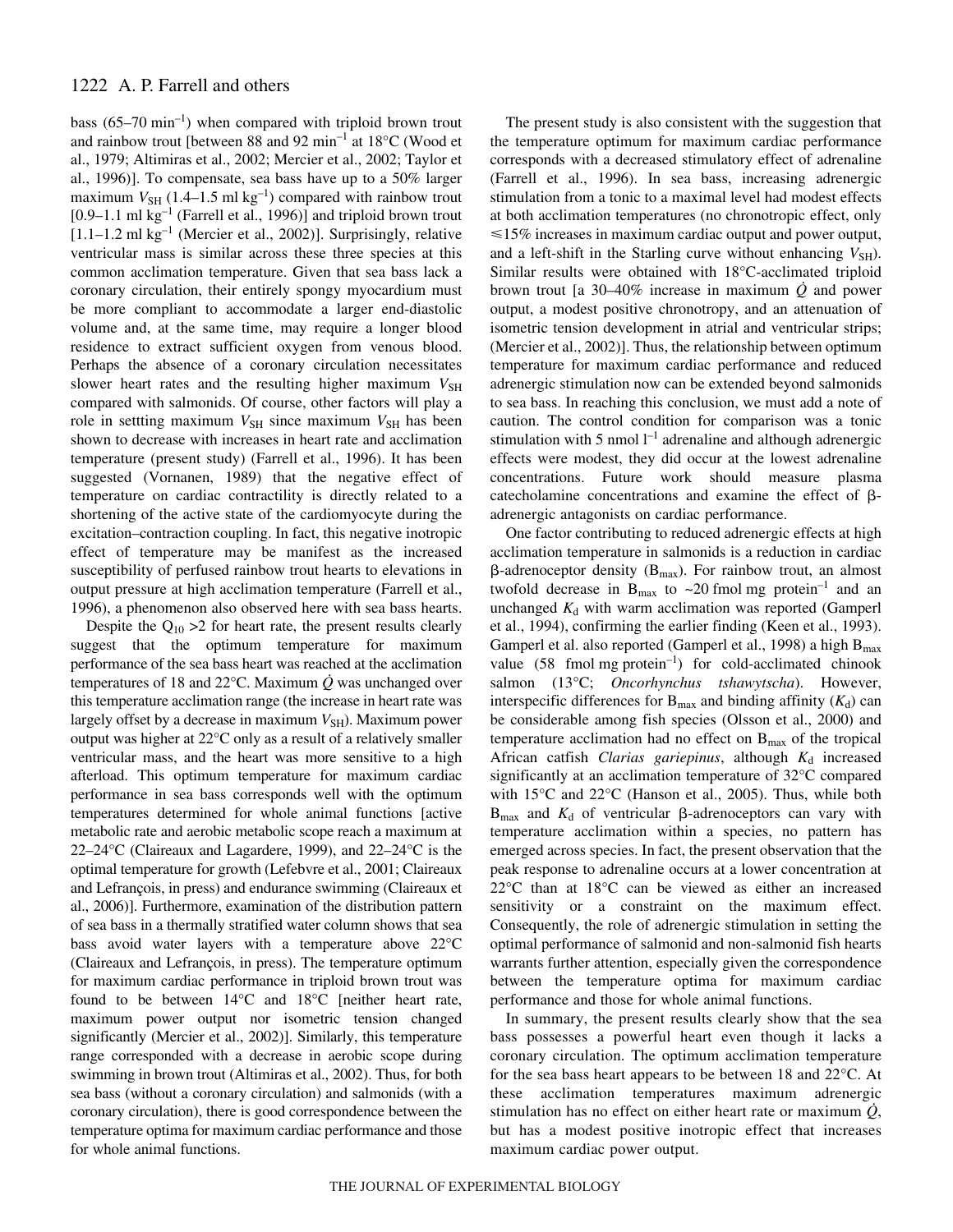bass (65–70 $min^{-1}$) when compared with triploid brown trout and rainbow trout [between 88 and 92 $min^{-1}$ at 18°C (Wood et al., 1979; Altimiras et al., 2002; Mercier et al., 2002; Taylor et al., 1996)]. To compensate, sea bass have up to a 50% larger maximum $V_{SH}$ (1.4–1.5 ml $kg^{-1}$) compared with rainbow trout [0.9–1.1 ml $kg^{-1}$ (Farrell et al., 1996)] and triploid brown trout [1.1–1.2 ml $kg^{-1}$ (Mercier et al., 2002)]. Surprisingly, relative ventricular mass is similar across these three species at this common acclimation temperature. Given that sea bass lack a coronary circulation, their entirely spongy myocardium must be more compliant to accommodate a larger end-diastolic volume and, at the same time, may require a longer blood residence to extract sufficient oxygen from venous blood. Perhaps the absence of a coronary circulation necessitates slower heart rates and the resulting higher maximum $V_{SH}$ compared with salmonids. Of course, other factors will play a role in settting maximum $V_{SH}$ since maximum $V_{SH}$ has been shown to decrease with increases in heart rate and acclimation temperature (present study) (Farrell et al., 1996). It has been suggested (Vornanen, 1989) that the negative effect of temperature on cardiac contractility is directly related to a shortening of the active state of the cardiomyocyte during the excitation–contraction coupling. In fact, this negative inotropic effect of temperature may be manifest as the increased susceptibility of perfused rainbow trout hearts to elevations in output pressure at high acclimation temperature (Farrell et al., 1996), a phenomenon also observed here with sea bass hearts.

Despite the $Q_{10}$ >2 for heart rate, the present results clearly suggest that the optimum temperature for maximum performance of the sea bass heart was reached at the acclimation temperatures of 18 and 22°C. Maximum $\dot{Q}$ was unchanged over this temperature acclimation range (the increase in heart rate was largely offset by a decrease in maximum $V_{SH}$). Maximum power output was higher at 22°C only as a result of a relatively smaller ventricular mass, and the heart was more sensitive to a high afterload. This optimum temperature for maximum cardiac performance in sea bass corresponds well with the optimum temperatures determined for whole animal functions [active metabolic rate and aerobic metabolic scope reach a maximum at 22–24°C (Claireaux and Lagardere, 1999), and 22–24°C is the optimal temperature for growth (Lefebvre et al., 2001; Claireaux and Lefrançois, in press) and endurance swimming (Claireaux et al., 2006)]. Furthermore, examination of the distribution pattern of sea bass in a thermally stratified water column shows that sea bass avoid water layers with a temperature above 22°C (Claireaux and Lefrançois, in press). The temperature optimum for maximum cardiac performance in triploid brown trout was found to be between 14°C and 18°C [neither heart rate, maximum power output nor isometric tension changed significantly (Mercier et al., 2002)]. Similarly, this temperature range corresponded with a decrease in aerobic scope during swimming in brown trout (Altimiras et al., 2002). Thus, for both sea bass (without a coronary circulation) and salmonids (with a coronary circulation), there is good correspondence between the temperature optima for maximum cardiac performance and those for whole animal functions.

The present study is also consistent with the suggestion that the temperature optimum for maximum cardiac performance corresponds with a decreased stimulatory effect of adrenaline (Farrell et al., 1996). In sea bass, increasing adrenergic stimulation from a tonic to a maximal level had modest effects at both acclimation temperatures (no chronotropic effect, only ≤15% increases in maximum cardiac output and power output, and a left-shift in the Starling curve without enhancing $V_{SH}$). Similar results were obtained with 18°C-acclimated triploid brown trout [a 30–40% increase in maximum $\dot{Q}$ and power output, a modest positive chronotropy, and an attenuation of isometric tension development in atrial and ventricular strips; (Mercier et al., 2002)]. Thus, the relationship between optimum temperature for maximum cardiac performance and reduced adrenergic stimulation now can be extended beyond salmonids to sea bass. In reaching this conclusion, we must add a note of caution. The control condition for comparison was a tonic stimulation with 5 nmol $l^{-1}$ adrenaline and although adrenergic effects were modest, they did occur at the lowest adrenaline concentrations. Future work should measure plasma catecholamine concentrations and examine the effect of β-adrenergic antagonists on cardiac performance.

One factor contributing to reduced adrenergic effects at high acclimation temperature in salmonids is a reduction in cardiac β-adrenoceptor density ($B_{max}$). For rainbow trout, an almost twofold decrease in $B_{max}$ to ~20 fmol mg $protein^{-1}$ and an unchanged $K_d$ with warm acclimation was reported (Gamperl et al., 1994), confirming the earlier finding (Keen et al., 1993). Gamperl et al. also reported (Gamperl et al., 1998) a high $B_{max}$ value (58 fmol mg $protein^{-1}$) for cold-acclimated chinook salmon (13°C; *Oncorhynchus tshawytscha*). However, interspecific differences for $B_{max}$ and binding affinity ($K_d$) can be considerable among fish species (Olsson et al., 2000) and temperature acclimation had no effect on $B_{max}$ of the tropical African catfish *Clarias gariepinus*, although $K_d$ increased significantly at an acclimation temperature of 32°C compared with 15°C and 22°C (Hanson et al., 2005). Thus, while both $B_{max}$ and $K_d$ of ventricular β-adrenoceptors can vary with temperature acclimation within a species, no pattern has emerged across species. In fact, the present observation that the peak response to adrenaline occurs at a lower concentration at 22°C than at 18°C can be viewed as either an increased sensitivity or a constraint on the maximum effect. Consequently, the role of adrenergic stimulation in setting the optimal performance of salmonid and non-salmonid fish hearts warrants further attention, especially given the correspondence between the temperature optima for maximum cardiac performance and those for whole animal functions.

In summary, the present results clearly show that the sea bass possesses a powerful heart even though it lacks a coronary circulation. The optimum acclimation temperature for the sea bass heart appears to be between 18 and 22°C. At these acclimation temperatures maximum adrenergic stimulation has no effect on either heart rate or maximum $\dot{Q}$, but has a modest positive inotropic effect that increases maximum cardiac power output.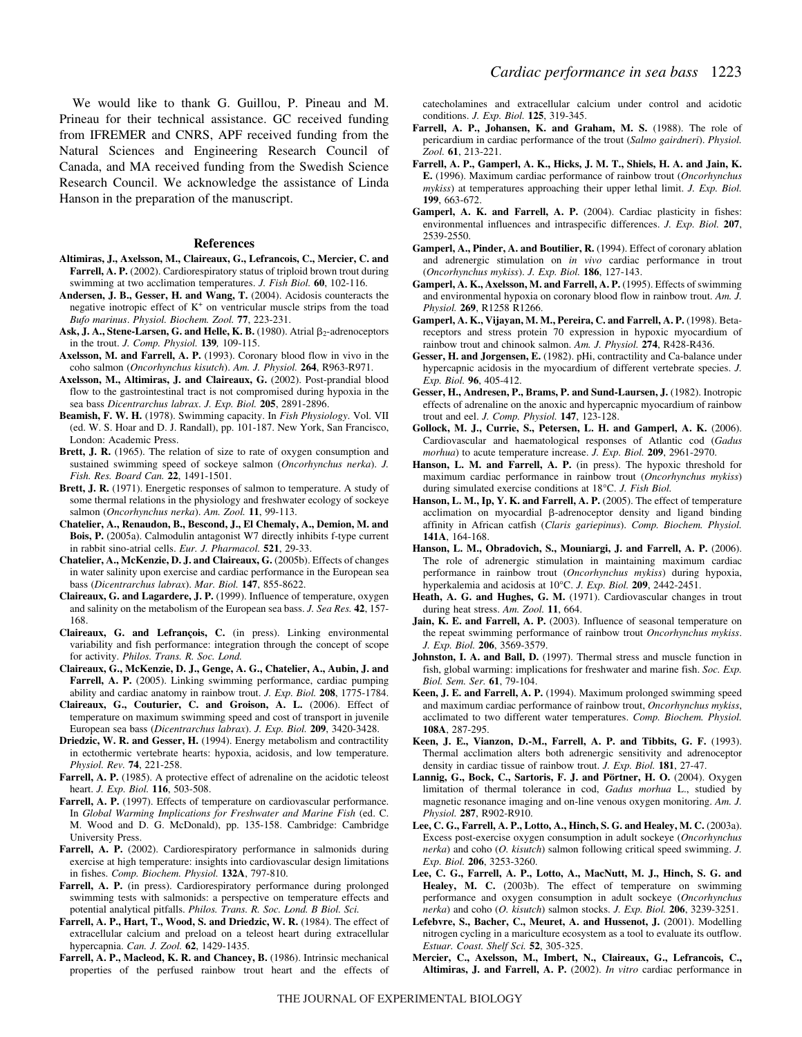We would like to thank G. Guillou, P. Pineau and M. Prineau for their technical assistance. GC received funding from IFREMER and CNRS, APF received funding from the Natural Sciences and Engineering Research Council of Canada, and MA received funding from the Swedish Science Research Council. We acknowledge the assistance of Linda Hanson in the preparation of the manuscript.

## References

**Altimiras, J., Axelsson, M., Claireaux, G., Lefrancois, C., Mercier, C. and Farrell, A. P.** (2002). Cardiorespiratory status of triploid brown trout during swimming at two acclimation temperatures. *J. Fish Biol.* **60**, 102-116.

**Andersen, J. B., Gesser, H. and Wang, T.** (2004). Acidosis counteracts the negative inotropic effect of $K^+$ on ventricular muscle strips from the toad *Bufo marinus*. *Physiol. Biochem. Zool.* **77**, 223-231.

**Ask, J. A., Stene-Larsen, G. and Helle, K. B.** (1980). Atrial $\beta_2$-adrenoceptors in the trout. *J. Comp. Physiol.* **139***,* 109-115.

**Axelsson, M. and Farrell, A. P.** (1993). Coronary blood flow in vivo in the coho salmon (*Oncorhynchus kisutch*). *Am. J. Physiol.* **264**, R963-R971.

**Axelsson, M., Altimiras, J. and Claireaux, G.** (2002). Post-prandial blood flow to the gastrointestinal tract is not compromised during hypoxia in the sea bass *Dicentrarchus labrax*. *J. Exp. Biol.* **205**, 2891-2896.

**Beamish, F. W. H.** (1978). Swimming capacity. In *Fish Physiology*. Vol. VII (ed. W. S. Hoar and D. J. Randall), pp. 101-187. New York, San Francisco, London: Academic Press.

**Brett, J. R.** (1965). The relation of size to rate of oxygen consumption and sustained swimming speed of sockeye salmon (*Oncorhynchus nerka*). *J. Fish. Res. Board Can.* **22**, 1491-1501.

**Brett, J. R.** (1971). Energetic responses of salmon to temperature. A study of some thermal relations in the physiology and freshwater ecology of sockeye salmon (*Oncorhynchus nerka*). *Am. Zool.* **11**, 99-113.

**Chatelier, A., Renaudon, B., Bescond, J., El Chemaly, A., Demion, M. and Bois, P.** (2005a). Calmodulin antagonist W7 directly inhibits f-type current in rabbit sino-atrial cells. *Eur. J. Pharmacol.* **521**, 29-33.

**Chatelier, A., McKenzie, D. J. and Claireaux, G.** (2005b). Effects of changes in water salinity upon exercise and cardiac performance in the European sea bass (*Dicentrarchus labrax*). *Mar. Biol.* **147**, 855-8622.

**Claireaux, G. and Lagardere, J. P.** (1999). Influence of temperature, oxygen and salinity on the metabolism of the European sea bass. *J. Sea Res.* **42**, 157-168.

**Claireaux, G. and Lefrançois, C.** (in press). Linking environmental variability and fish performance: integration through the concept of scope for activity. *Philos. Trans. R. Soc. Lond.*

**Claireaux, G., McKenzie, D. J., Genge, A. G., Chatelier, A., Aubin, J. and Farrell, A. P.** (2005). Linking swimming performance, cardiac pumping ability and cardiac anatomy in rainbow trout. *J. Exp. Biol.* **208**, 1775-1784.

**Claireaux, G., Couturier, C. and Groison, A. L.** (2006). Effect of temperature on maximum swimming speed and cost of transport in juvenile European sea bass (*Dicentrarchus labrax*). *J. Exp. Biol.* **209**, 3420-3428.

**Driedzic, W. R. and Gesser, H.** (1994). Energy metabolism and contractility in ectothermic vertebrate hearts: hypoxia, acidosis, and low temperature. *Physiol. Rev.* **74**, 221-258.

**Farrell, A. P.** (1985). A protective effect of adrenaline on the acidotic teleost heart. *J. Exp. Biol.* **116**, 503-508.

**Farrell, A. P.** (1997). Effects of temperature on cardiovascular performance. In *Global Warming Implications for Freshwater and Marine Fish* (ed. C. M. Wood and D. G. McDonald), pp. 135-158. Cambridge: Cambridge University Press.

**Farrell, A. P.** (2002). Cardiorespiratory performance in salmonids during exercise at high temperature: insights into cardiovascular design limitations in fishes. *Comp. Biochem. Physiol.* **132A**, 797-810.

**Farrell, A. P.** (in press). Cardiorespiratory performance during prolonged swimming tests with salmonids: a perspective on temperature effects and potential analytical pitfalls. *Philos. Trans. R. Soc. Lond. B Biol. Sci.*

**Farrell, A. P., Hart, T., Wood, S. and Driedzic, W. R.** (1984). The effect of extracellular calcium and preload on a teleost heart during extracellular hypercapnia. *Can. J. Zool.* **62**, 1429-1435.

**Farrell, A. P., Macleod, K. R. and Chancey, B.** (1986). Intrinsic mechanical properties of the perfused rainbow trout heart and the effects of catecholamines and extracellular calcium under control and acidotic conditions. *J. Exp. Biol.* **125**, 319-345.

**Farrell, A. P., Johansen, K. and Graham, M. S.** (1988). The role of pericardium in cardiac performance of the trout (*Salmo gairdneri*). *Physiol. Zool.* **61**, 213-221.

**Farrell, A. P., Gamperl, A. K., Hicks, J. M. T., Shiels, H. A. and Jain, K. E.** (1996). Maximum cardiac performance of rainbow trout (*Oncorhynchus mykiss*) at temperatures approaching their upper lethal limit. *J. Exp. Biol.* **199**, 663-672.

**Gamperl, A. K. and Farrell, A. P.** (2004). Cardiac plasticity in fishes: environmental influences and intraspecific differences. *J. Exp. Biol.* **207**, 2539-2550.

**Gamperl, A., Pinder, A. and Boutilier, R.** (1994). Effect of coronary ablation and adrenergic stimulation on *in vivo* cardiac performance in trout (*Oncorhynchus mykiss*). *J. Exp. Biol.* **186**, 127-143.

**Gamperl, A. K., Axelsson, M. and Farrell, A. P.** (1995). Effects of swimming and environmental hypoxia on coronary blood flow in rainbow trout. *Am. J. Physiol.* **269**, R1258 R1266.

**Gamperl, A. K., Vijayan, M. M., Pereira, C. and Farrell, A. P.** (1998). Beta-receptors and stress protein 70 expression in hypoxic myocardium of rainbow trout and chinook salmon. *Am. J. Physiol.* **274**, R428-R436.

**Gesser, H. and Jorgensen, E.** (1982). pHi, contractility and Ca-balance under hypercapnic acidosis in the myocardium of different vertebrate species. *J. Exp. Biol.* **96**, 405-412.

**Gesser, H., Andresen, P., Brams, P. and Sund-Laursen, J.** (1982). Inotropic effects of adrenaline on the anoxic and hypercapnic myocardium of rainbow trout and eel. *J. Comp. Physiol.* **147**, 123-128.

**Gollock, M. J., Currie, S., Petersen, L. H. and Gamperl, A. K.** (2006). Cardiovascular and haematological responses of Atlantic cod (*Gadus morhua*) to acute temperature increase. *J. Exp. Biol.* **209**, 2961-2970.

**Hanson, L. M. and Farrell, A. P.** (in press). The hypoxic threshold for maximum cardiac performance in rainbow trout (*Oncorhynchus mykiss*) during simulated exercise conditions at 18°C. *J. Fish Biol.*

**Hanson, L. M., Ip, Y. K. and Farrell, A. P.** (2005). The effect of temperature acclimation on myocardial β-adrenoceptor density and ligand binding affinity in African catfish (*Claris gariepinus*). *Comp. Biochem. Physiol.* **141A**, 164-168.

**Hanson, L. M., Obradovich, S., Mouniargi, J. and Farrell, A. P.** (2006). The role of adrenergic stimulation in maintaining maximum cardiac performance in rainbow trout (*Oncorhynchus mykiss*) during hypoxia, hyperkalemia and acidosis at 10°C. *J. Exp. Biol.* **209**, 2442-2451.

**Heath, A. G. and Hughes, G. M.** (1971). Cardiovascular changes in trout during heat stress. *Am. Zool.* **11**, 664.

**Jain, K. E. and Farrell, A. P.** (2003). Influence of seasonal temperature on the repeat swimming performance of rainbow trout *Oncorhynchus mykiss*. *J. Exp. Biol.* **206**, 3569-3579.

**Johnston, I. A. and Ball, D.** (1997). Thermal stress and muscle function in fish, global warming: implications for freshwater and marine fish. *Soc. Exp. Biol. Sem. Ser.* **61**, 79-104.

**Keen, J. E. and Farrell, A. P.** (1994). Maximum prolonged swimming speed and maximum cardiac performance of rainbow trout, *Oncorhynchus mykiss*, acclimated to two different water temperatures. *Comp. Biochem. Physiol.* **108A**, 287-295.

**Keen, J. E., Vianzon, D.-M., Farrell, A. P. and Tibbits, G. F.** (1993). Thermal acclimation alters both adrenergic sensitivity and adrenoceptor density in cardiac tissue of rainbow trout. *J. Exp. Biol.* **181**, 27-47.

**Lannig, G., Bock, C., Sartoris, F. J. and Pörtner, H. O.** (2004). Oxygen limitation of thermal tolerance in cod, *Gadus morhua* L., studied by magnetic resonance imaging and on-line venous oxygen monitoring. *Am. J. Physiol.* **287**, R902-R910.

**Lee, C. G., Farrell, A. P., Lotto, A., Hinch, S. G. and Healey, M. C.** (2003a). Excess post-exercise oxygen consumption in adult sockeye (*Oncorhynchus nerka*) and coho (*O. kisutch*) salmon following critical speed swimming. *J. Exp. Biol.* **206**, 3253-3260.

**Lee, C. G., Farrell, A. P., Lotto, A., MacNutt, M. J., Hinch, S. G. and Healey, M. C.** (2003b). The effect of temperature on swimming performance and oxygen consumption in adult sockeye (*Oncorhynchus nerka*) and coho (*O. kisutch*) salmon stocks. *J. Exp. Biol.* **206**, 3239-3251.

**Lefebvre, S., Bacher, C., Meuret, A. and Hussenot, J.** (2001). Modelling nitrogen cycling in a mariculture ecosystem as a tool to evaluate its outflow. *Estuar. Coast. Shelf Sci.* **52**, 305-325.

**Mercier, C., Axelsson, M., Imbert, N., Claireaux, G., Lefrancois, C., Altimiras, J. and Farrell, A. P.** (2002). *In vitro* cardiac performance in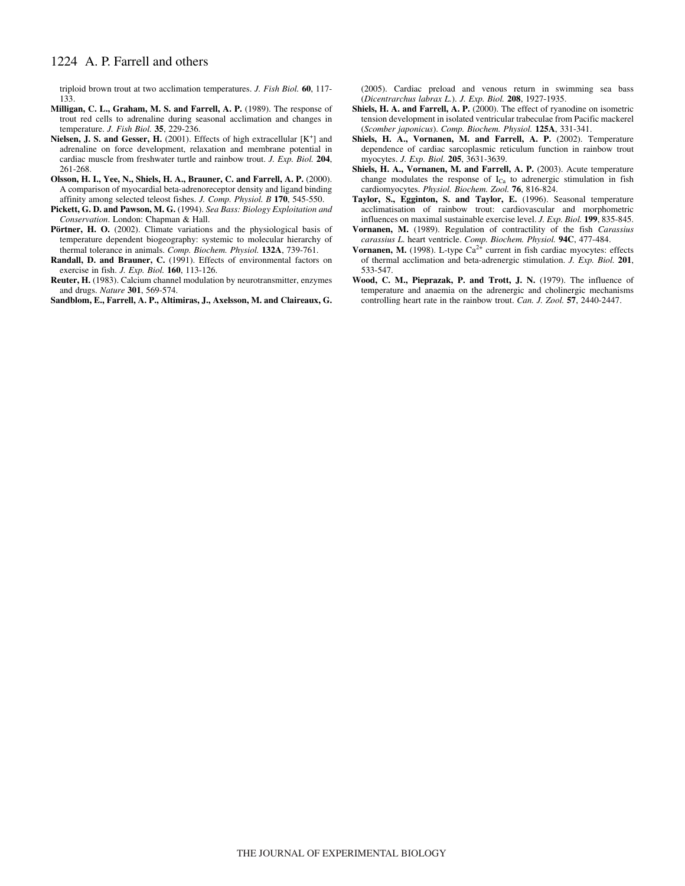triploid brown trout at two acclimation temperatures. *J. Fish Biol.* **60**, 117-133.

**Milligan, C. L., Graham, M. S. and Farrell, A. P.** (1989). The response of trout red cells to adrenaline during seasonal acclimation and changes in temperature. *J. Fish Biol.* **35**, 229-236.

**Nielsen, J. S. and Gesser, H.** (2001). Effects of high extracellular [$K^+$] and adrenaline on force development, relaxation and membrane potential in cardiac muscle from freshwater turtle and rainbow trout. *J. Exp. Biol.* **204**, 261-268.

**Olsson, H. I., Yee, N., Shiels, H. A., Brauner, C. and Farrell, A. P.** (2000). A comparison of myocardial beta-adrenoreceptor density and ligand binding affinity among selected teleost fishes. *J. Comp. Physiol. B* **170**, 545-550.

**Pickett, G. D. and Pawson, M. G.** (1994). *Sea Bass: Biology Exploitation and Conservation*. London: Chapman & Hall.

**Pörtner, H. O.** (2002). Climate variations and the physiological basis of temperature dependent biogeography: systemic to molecular hierarchy of thermal tolerance in animals. *Comp. Biochem. Physiol.* **132A**, 739-761.

**Randall, D. and Brauner, C.** (1991). Effects of environmental factors on exercise in fish. *J. Exp. Biol.* **160**, 113-126.

**Reuter, H.** (1983). Calcium channel modulation by neurotransmitter, enzymes and drugs. *Nature* **301**, 569-574.

**Sandblom, E., Farrell, A. P., Altimiras, J., Axelsson, M. and Claireaux, G.** (2005). Cardiac preload and venous return in swimming sea bass (*Dicentrarchus labrax L.*). *J. Exp. Biol.* **208**, 1927-1935.

**Shiels, H. A. and Farrell, A. P.** (2000). The effect of ryanodine on isometric tension development in isolated ventricular trabeculae from Pacific mackerel (*Scomber japonicus*). *Comp. Biochem. Physiol.* **125A**, 331-341.

**Shiels, H. A., Vornanen, M. and Farrell, A. P.** (2002). Temperature dependence of cardiac sarcoplasmic reticulum function in rainbow trout myocytes. *J. Exp. Biol.* **205**, 3631-3639.

**Shiels, H. A., Vornanen, M. and Farrell, A. P.** (2003). Acute temperature change modulates the response of $I_{Ca}$ to adrenergic stimulation in fish cardiomyocytes. *Physiol. Biochem. Zool.* **76**, 816-824.

**Taylor, S., Egginton, S. and Taylor, E.** (1996). Seasonal temperature acclimatisation of rainbow trout: cardiovascular and morphometric influences on maximal sustainable exercise level. *J. Exp. Biol.* **199**, 835-845.

**Vornanen, M.** (1989). Regulation of contractility of the fish *Carassius carassius L.* heart ventricle. *Comp. Biochem. Physiol.* **94C**, 477-484.

**Vornanen, M.** (1998). L-type $Ca^{2+}$ current in fish cardiac myocytes: effects of thermal acclimation and beta-adrenergic stimulation. *J. Exp. Biol.* **201**, 533-547.

**Wood, C. M., Pieprazak, P. and Trott, J. N.** (1979). The influence of temperature and anaemia on the adrenergic and cholinergic mechanisms controlling heart rate in the rainbow trout. *Can. J. Zool.* **57**, 2440-2447.